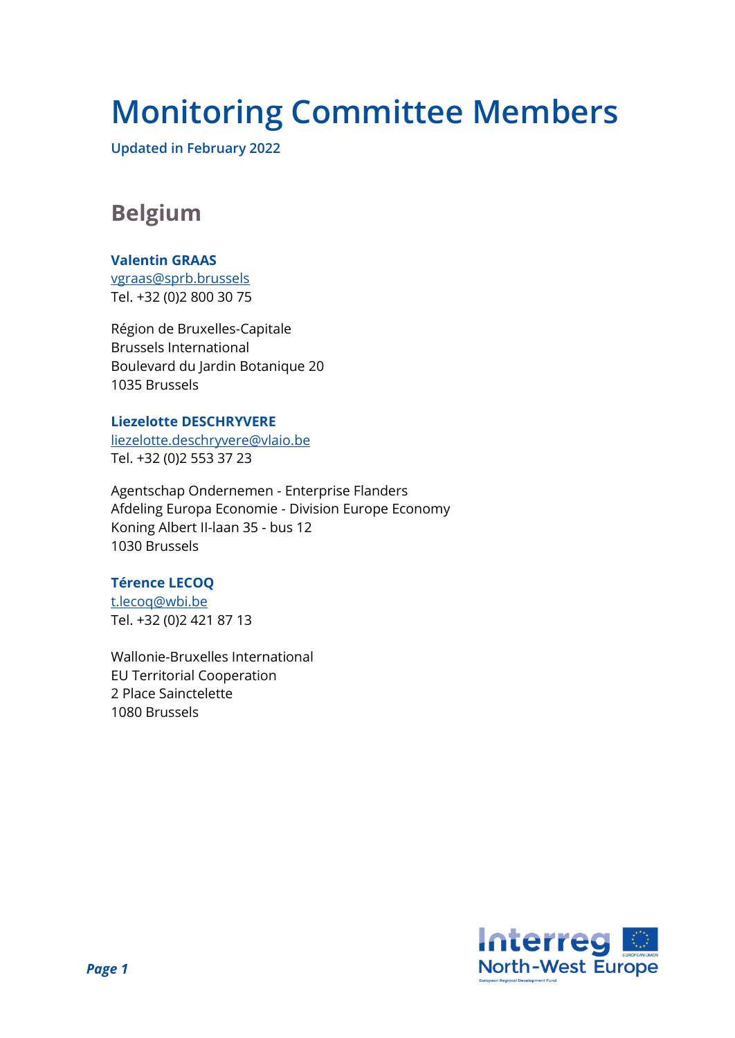# Monitoring Committee Members

**Updated in February 2022**

## Belgium

**Valentin GRAAS**
vgraas@sprb.brussels
Tel. +32 (0)2 800 30 75

Région de Bruxelles-Capitale
Brussels International
Boulevard du Jardin Botanique 20
1035 Brussels

**Liezelotte DESCHRYVERE**
liezelotte.deschryvere@vlaio.be
Tel. +32 (0)2 553 37 23

Agentschap Ondernemen - Enterprise Flanders
Afdeling Europa Economie - Division Europe Economy
Koning Albert II-laan 35 - bus 12
1030 Brussels

**Térence LECOQ**
t.lecoq@wbi.be
Tel. +32 (0)2 421 87 13

Wallonie-Bruxelles International
EU Territorial Cooperation
2 Place Sainctelette
1080 Brussels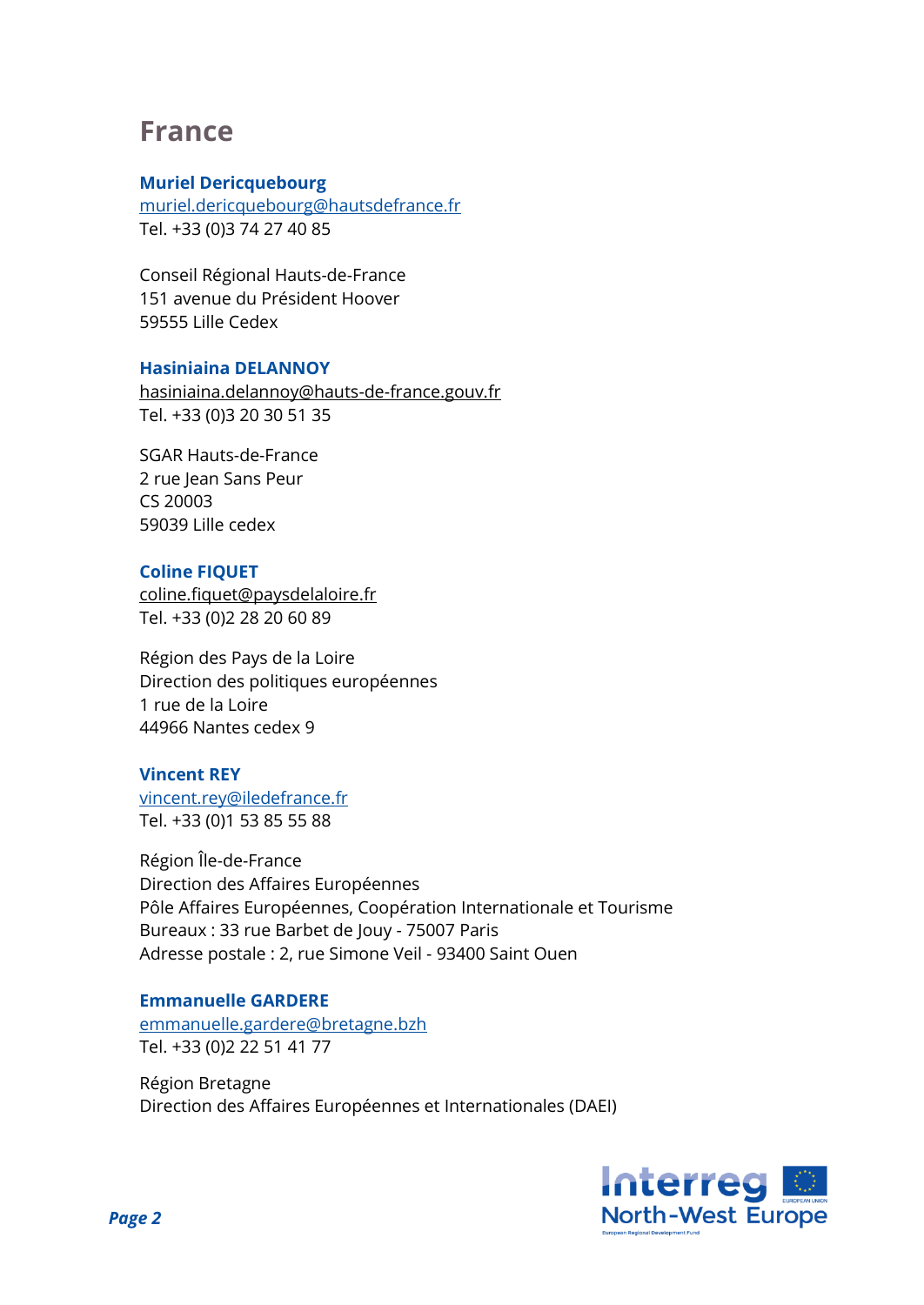# France

**Muriel Dericquebourg**
muriel.dericquebourg@hautsdefrance.fr
Tel. +33 (0)3 74 27 40 85

Conseil Régional Hauts-de-France
151 avenue du Président Hoover
59555 Lille Cedex

**Hasiniaina DELANNOY**
hasiniaina.delannoy@hauts-de-france.gouv.fr
Tel. +33 (0)3 20 30 51 35

SGAR Hauts-de-France
2 rue Jean Sans Peur
CS 20003
59039 Lille cedex

**Coline FIQUET**
coline.fiquet@paysdelaloire.fr
Tel. +33 (0)2 28 20 60 89

Région des Pays de la Loire
Direction des politiques européennes
1 rue de la Loire
44966 Nantes cedex 9

**Vincent REY**
vincent.rey@iledefrance.fr
Tel. +33 (0)1 53 85 55 88

Région Île-de-France
Direction des Affaires Européennes
Pôle Affaires Européennes, Coopération Internationale et Tourisme
Bureaux : 33 rue Barbet de Jouy - 75007 Paris
Adresse postale : 2, rue Simone Veil - 93400 Saint Ouen

**Emmanuelle GARDERE**
emmanuelle.gardere@bretagne.bzh
Tel. +33 (0)2 22 51 41 77

Région Bretagne
Direction des Affaires Européennes et Internationales (DAEI)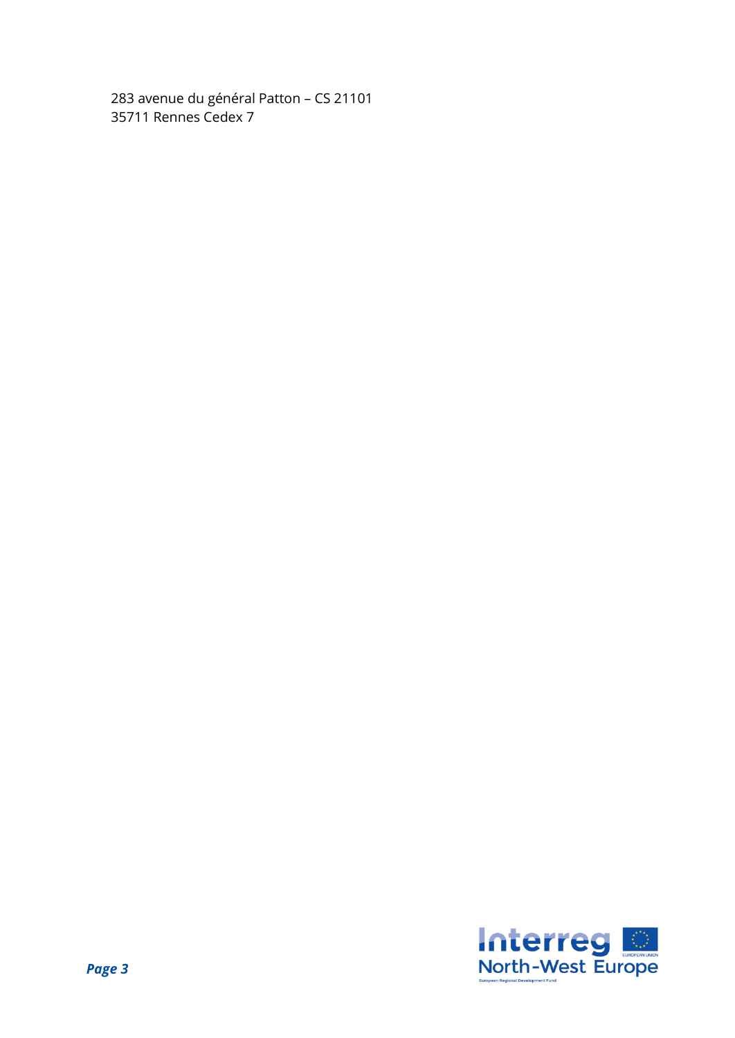283 avenue du général Patton – CS 21101
35711 Rennes Cedex 7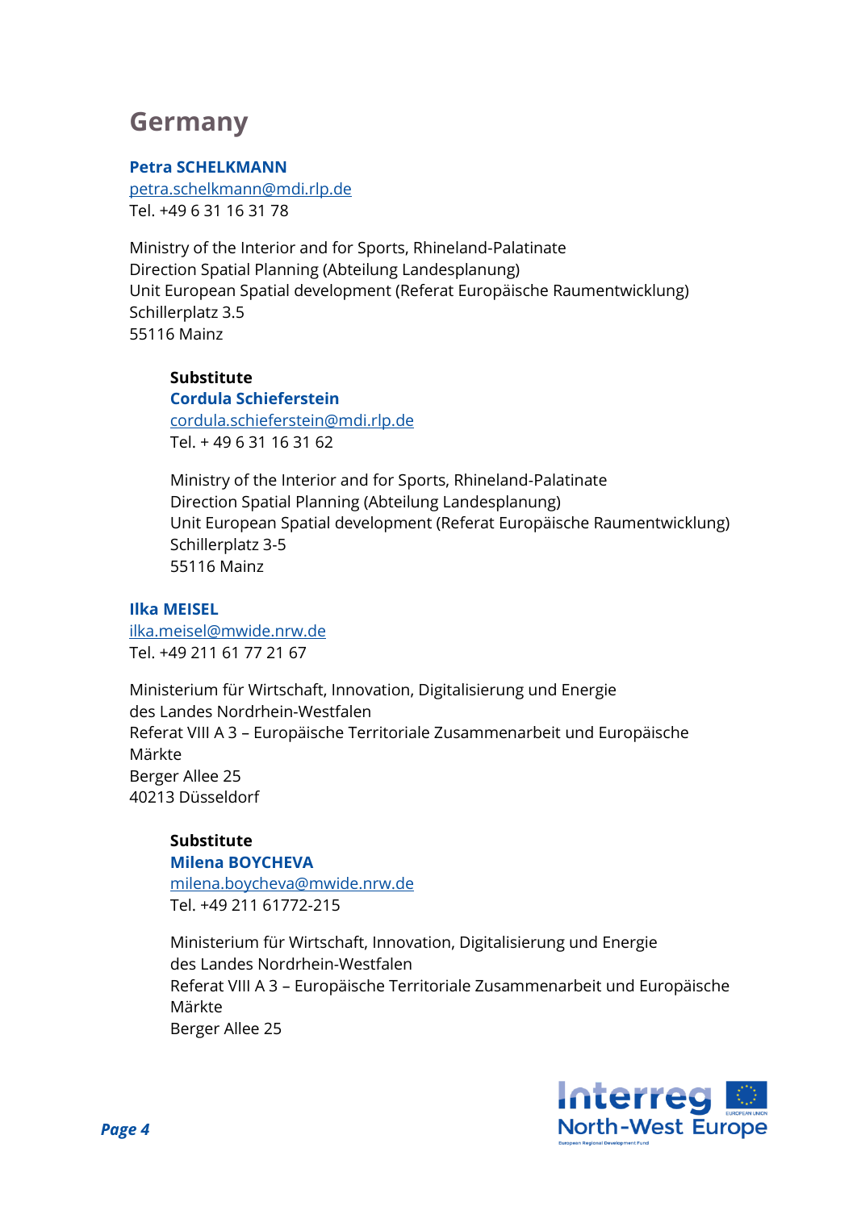# Germany

**Petra SCHELKMANN**
petra.schelkmann@mdi.rlp.de
Tel. +49 6 31 16 31 78

Ministry of the Interior and for Sports, Rhineland-Palatinate
Direction Spatial Planning (Abteilung Landesplanung)
Unit European Spatial development (Referat Europäische Raumentwicklung)
Schillerplatz 3.5
55116 Mainz

> **Substitute**
> **Cordula Schieferstein**
> cordula.schieferstein@mdi.rlp.de
> Tel. + 49 6 31 16 31 62
>
> Ministry of the Interior and for Sports, Rhineland-Palatinate
> Direction Spatial Planning (Abteilung Landesplanung)
> Unit European Spatial development (Referat Europäische Raumentwicklung)
> Schillerplatz 3-5
> 55116 Mainz

**Ilka MEISEL**
ilka.meisel@mwide.nrw.de
Tel. +49 211 61 77 21 67

Ministerium für Wirtschaft, Innovation, Digitalisierung und Energie
des Landes Nordrhein-Westfalen
Referat VIII A 3 – Europäische Territoriale Zusammenarbeit und Europäische Märkte
Berger Allee 25
40213 Düsseldorf

> **Substitute**
> **Milena BOYCHEVA**
> milena.boycheva@mwide.nrw.de
> Tel. +49 211 61772-215
>
> Ministerium für Wirtschaft, Innovation, Digitalisierung und Energie
> des Landes Nordrhein-Westfalen
> Referat VIII A 3 – Europäische Territoriale Zusammenarbeit und Europäische Märkte
> Berger Allee 25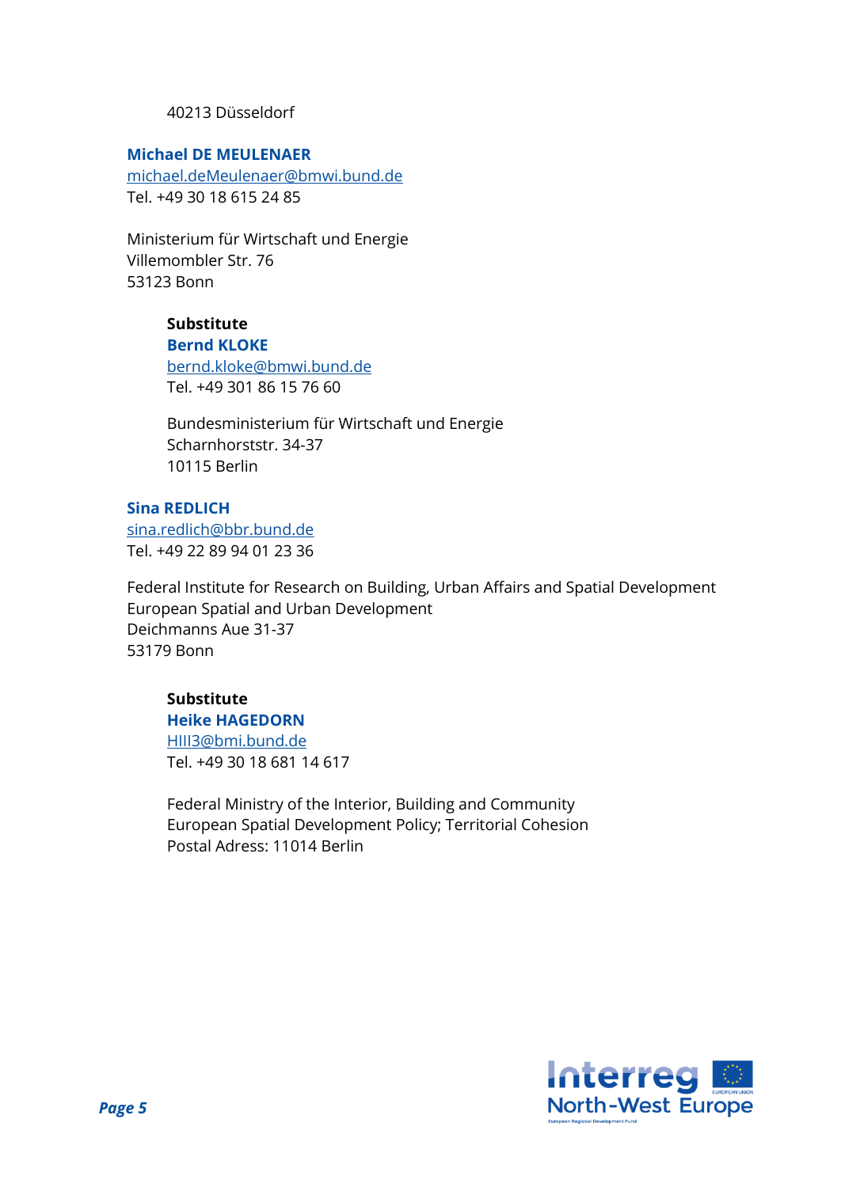40213 Düsseldorf

**Michael DE MEULENAER**
michael.deMeulenaer@bmwi.bund.de
Tel. +49 30 18 615 24 85

Ministerium für Wirtschaft und Energie
Villemombler Str. 76
53123 Bonn

> **Substitute**
> **Bernd KLOKE**
> bernd.kloke@bmwi.bund.de
> Tel. +49 301 86 15 76 60
>
> Bundesministerium für Wirtschaft und Energie
> Scharnhorststr. 34-37
> 10115 Berlin

**Sina REDLICH**
sina.redlich@bbr.bund.de
Tel. +49 22 89 94 01 23 36

Federal Institute for Research on Building, Urban Affairs and Spatial Development
European Spatial and Urban Development
Deichmanns Aue 31-37
53179 Bonn

> **Substitute**
> **Heike HAGEDORN**
> HIII3@bmi.bund.de
> Tel. +49 30 18 681 14 617
>
> Federal Ministry of the Interior, Building and Community
> European Spatial Development Policy; Territorial Cohesion
> Postal Adress: 11014 Berlin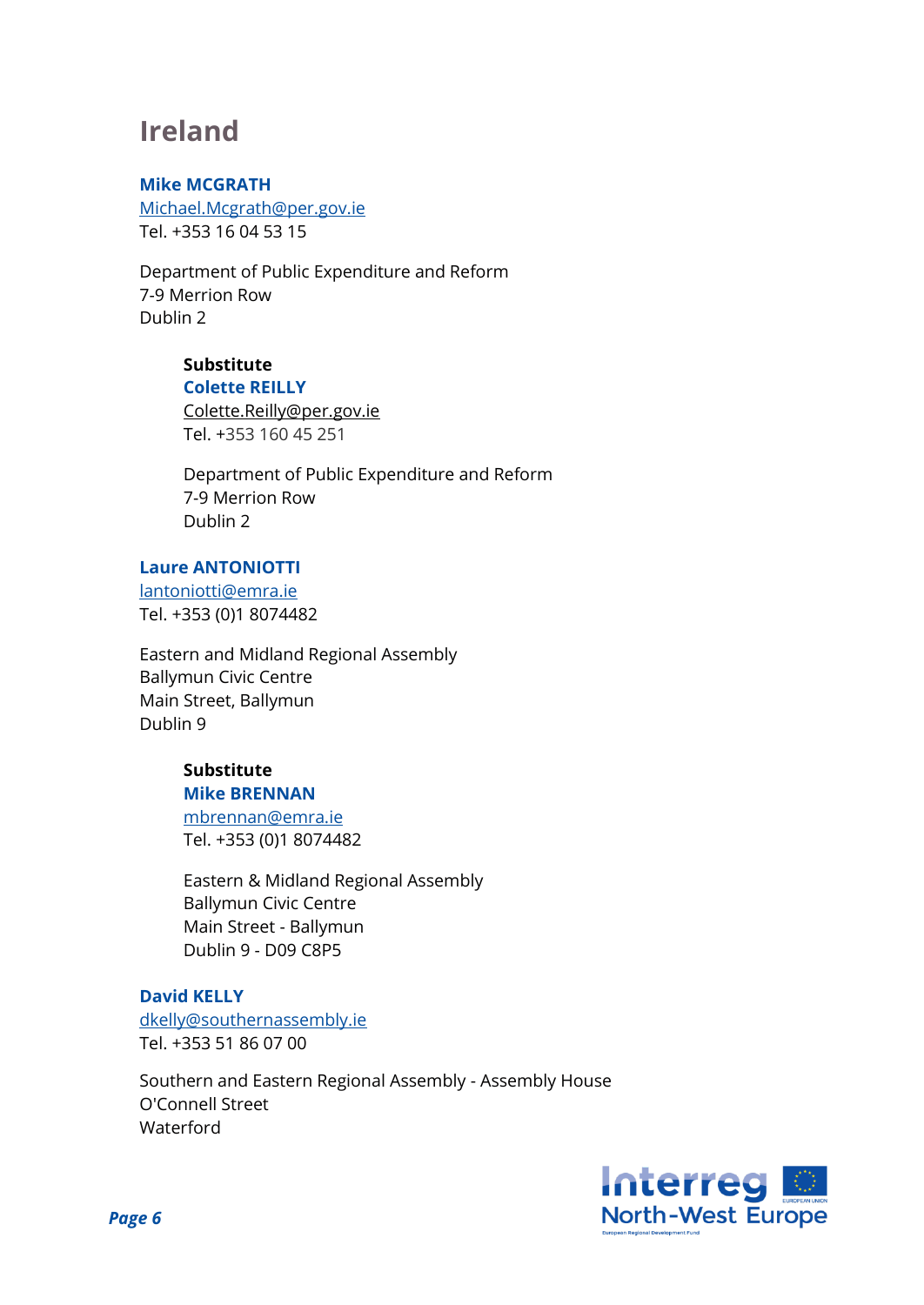## Ireland

**Mike MCGRATH**
Michael.Mcgrath@per.gov.ie
Tel. +353 16 04 53 15

Department of Public Expenditure and Reform
7-9 Merrion Row
Dublin 2

> **Substitute**
> **Colette REILLY**
> Colette.Reilly@per.gov.ie
> Tel. +353 160 45 251
>
> Department of Public Expenditure and Reform
> 7-9 Merrion Row
> Dublin 2

**Laure ANTONIOTTI**
lantoniotti@emra.ie
Tel. +353 (0)1 8074482

Eastern and Midland Regional Assembly
Ballymun Civic Centre
Main Street, Ballymun
Dublin 9

> **Substitute**
> **Mike BRENNAN**
> mbrennan@emra.ie
> Tel. +353 (0)1 8074482
>
> Eastern & Midland Regional Assembly
> Ballymun Civic Centre
> Main Street - Ballymun
> Dublin 9 - D09 C8P5

**David KELLY**
dkelly@southernassembly.ie
Tel. +353 51 86 07 00

Southern and Eastern Regional Assembly - Assembly House
O'Connell Street
Waterford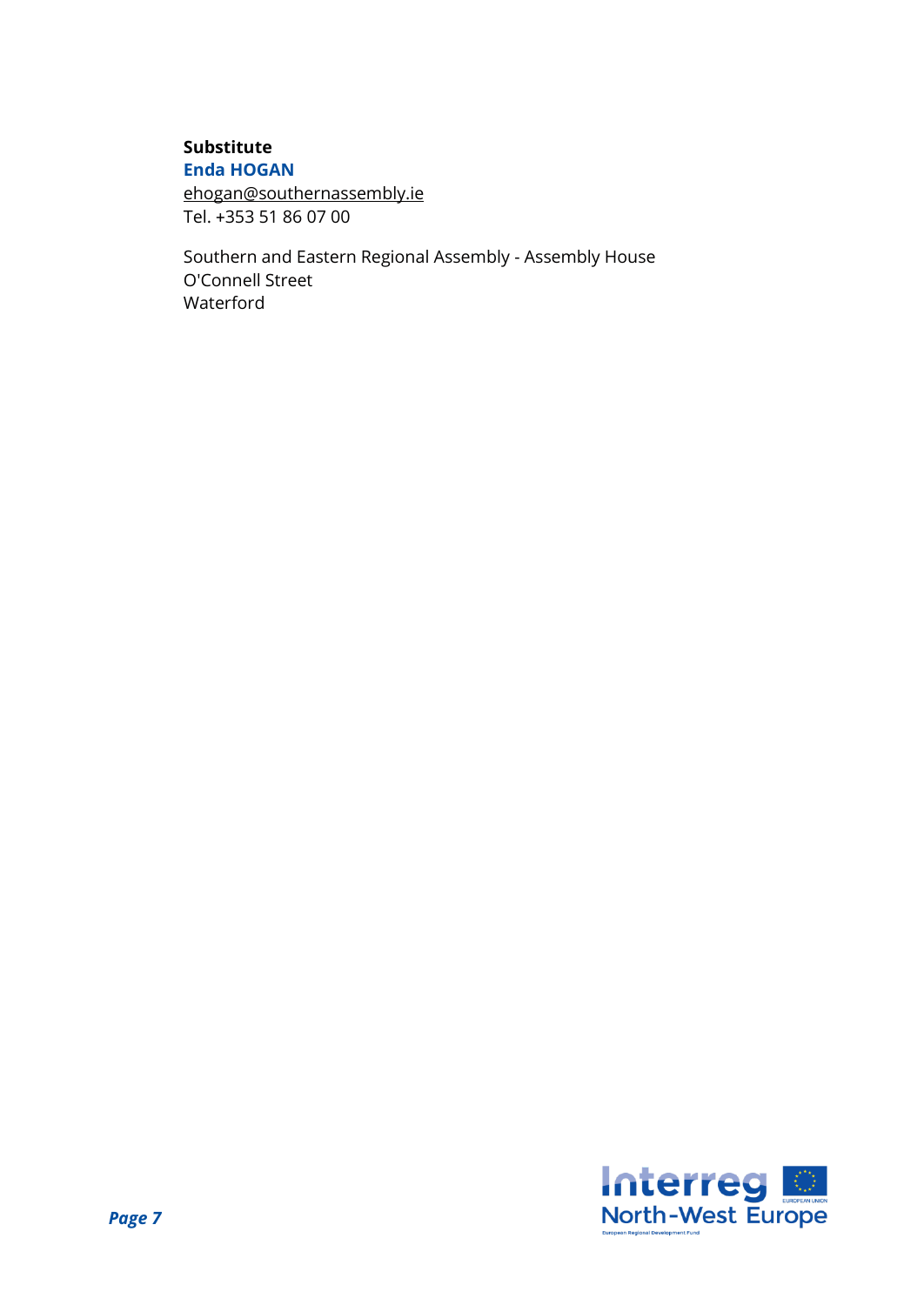**Substitute**

**Enda HOGAN**

ehogan@southernassembly.ie

Tel. +353 51 86 07 00

Southern and Eastern Regional Assembly - Assembly House
O'Connell Street
Waterford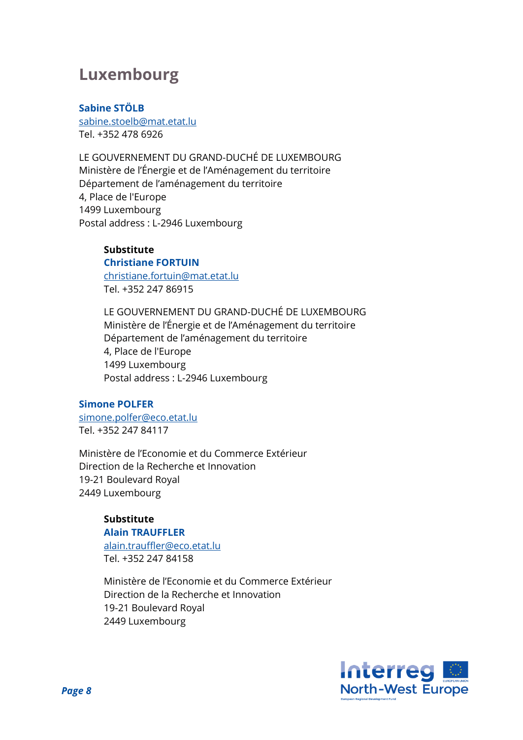# Luxembourg

**Sabine STÖLB**
sabine.stoelb@mat.etat.lu
Tel. +352 478 6926

LE GOUVERNEMENT DU GRAND-DUCHÉ DE LUXEMBOURG
Ministère de l'Énergie et de l'Aménagement du territoire
Département de l'aménagement du territoire
4, Place de l'Europe
1499 Luxembourg
Postal address : L-2946 Luxembourg

> **Substitute**
> **Christiane FORTUIN**
> christiane.fortuin@mat.etat.lu
> Tel. +352 247 86915
>
> LE GOUVERNEMENT DU GRAND-DUCHÉ DE LUXEMBOURG
> Ministère de l'Énergie et de l'Aménagement du territoire
> Département de l'aménagement du territoire
> 4, Place de l'Europe
> 1499 Luxembourg
> Postal address : L-2946 Luxembourg

**Simone POLFER**
simone.polfer@eco.etat.lu
Tel. +352 247 84117

Ministère de l'Economie et du Commerce Extérieur
Direction de la Recherche et Innovation
19-21 Boulevard Royal
2449 Luxembourg

> **Substitute**
> **Alain TRAUFFLER**
> alain.trauffler@eco.etat.lu
> Tel. +352 247 84158
>
> Ministère de l'Economie et du Commerce Extérieur
> Direction de la Recherche et Innovation
> 19-21 Boulevard Royal
> 2449 Luxembourg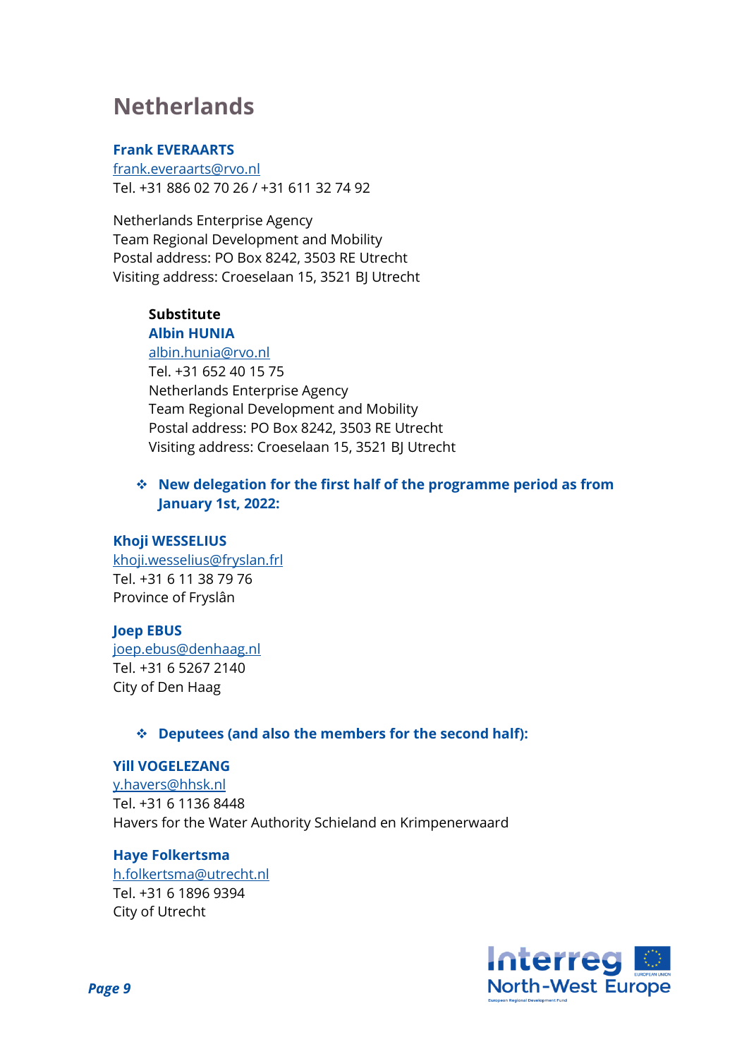## Netherlands

**Frank EVERAARTS**
frank.everaarts@rvo.nl
Tel. +31 886 02 70 26 / +31 611 32 74 92

Netherlands Enterprise Agency
Team Regional Development and Mobility
Postal address: PO Box 8242, 3503 RE Utrecht
Visiting address: Croeselaan 15, 3521 BJ Utrecht

> **Substitute**
> **Albin HUNIA**
> albin.hunia@rvo.nl
> Tel. +31 652 40 15 75
> Netherlands Enterprise Agency
> Team Regional Development and Mobility
> Postal address: PO Box 8242, 3503 RE Utrecht
> Visiting address: Croeselaan 15, 3521 BJ Utrecht

- **New delegation for the first half of the programme period as from January 1st, 2022:**

**Khoji WESSELIUS**
khoji.wesselius@fryslan.frl
Tel. +31 6 11 38 79 76
Province of Fryslân

**Joep EBUS**
joep.ebus@denhaag.nl
Tel. +31 6 5267 2140
City of Den Haag

- **Deputees (and also the members for the second half):**

**Yill VOGELEZANG**
y.havers@hhsk.nl
Tel. +31 6 1136 8448
Havers for the Water Authority Schieland en Krimpenerwaard

**Haye Folkertsma**
h.folkertsma@utrecht.nl
Tel. +31 6 1896 9394
City of Utrecht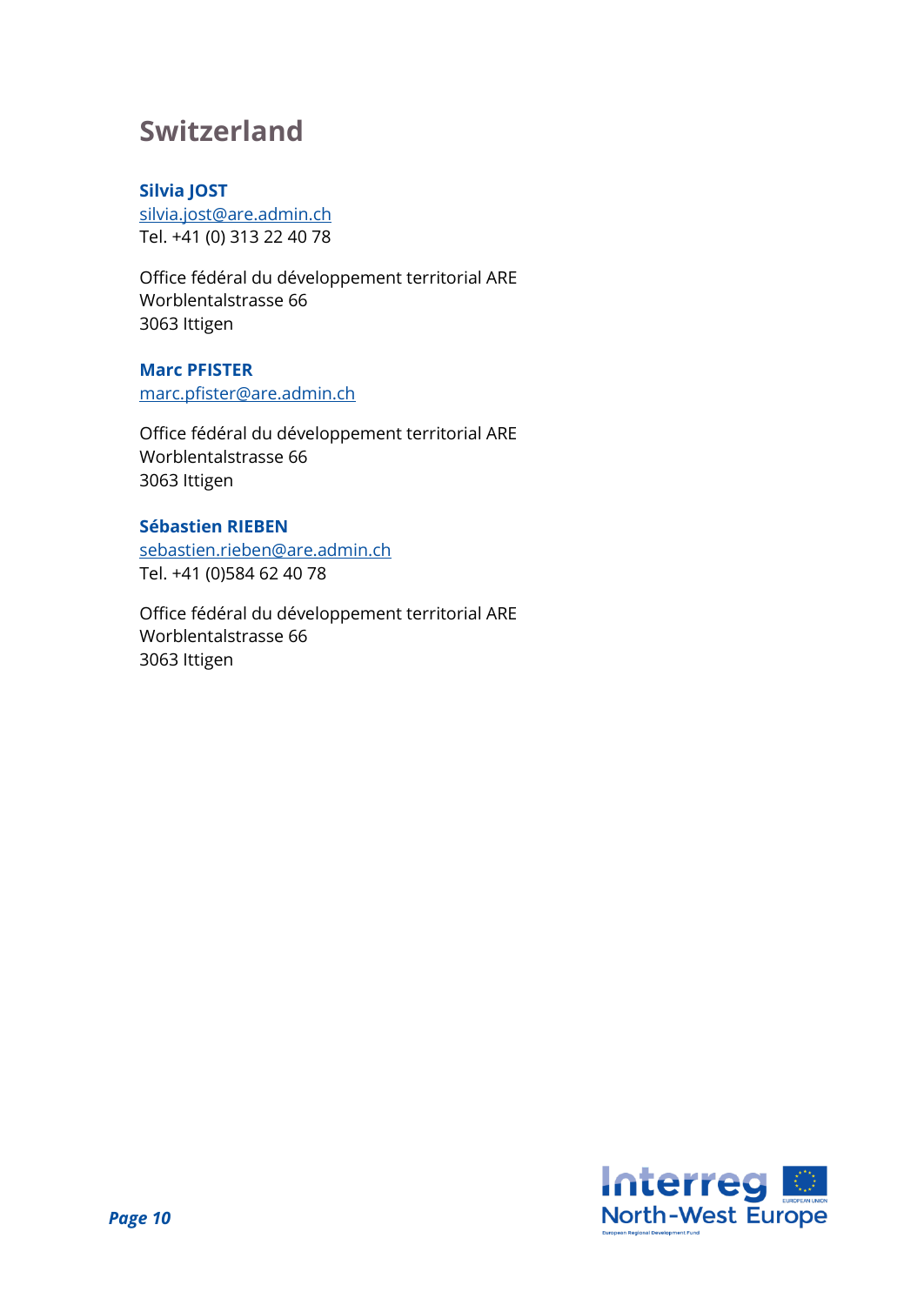## Switzerland

**Silvia JOST**
silvia.jost@are.admin.ch
Tel. +41 (0) 313 22 40 78

Office fédéral du développement territorial ARE
Worblentalstrasse 66
3063 Ittigen

**Marc PFISTER**
marc.pfister@are.admin.ch

Office fédéral du développement territorial ARE
Worblentalstrasse 66
3063 Ittigen

**Sébastien RIEBEN**
sebastien.rieben@are.admin.ch
Tel. +41 (0)584 62 40 78

Office fédéral du développement territorial ARE
Worblentalstrasse 66
3063 Ittigen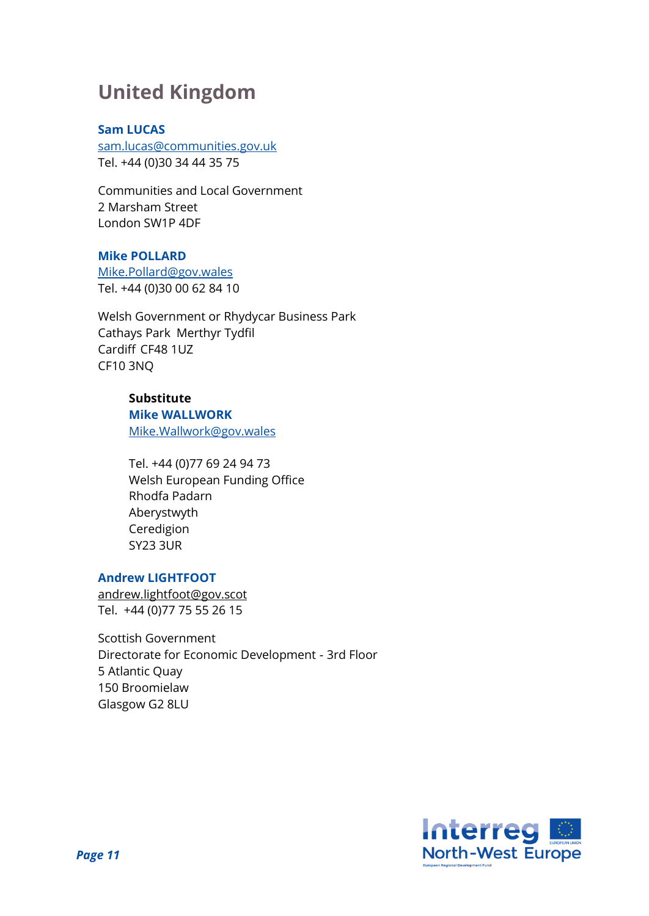## United Kingdom

**Sam LUCAS**
sam.lucas@communities.gov.uk
Tel. +44 (0)30 34 44 35 75

Communities and Local Government
2 Marsham Street
London SW1P 4DF

**Mike POLLARD**
Mike.Pollard@gov.wales
Tel. +44 (0)30 00 62 84 10

Welsh Government or Rhydycar Business Park
Cathays Park Merthyr Tydfil
Cardiff CF48 1UZ
CF10 3NQ

> **Substitute**
> **Mike WALLWORK**
> Mike.Wallwork@gov.wales
>
> Tel. +44 (0)77 69 24 94 73
> Welsh European Funding Office
> Rhodfa Padarn
> Aberystwyth
> Ceredigion
> SY23 3UR

**Andrew LIGHTFOOT**
andrew.lightfoot@gov.scot
Tel. +44 (0)77 75 55 26 15

Scottish Government
Directorate for Economic Development - 3rd Floor
5 Atlantic Quay
150 Broomielaw
Glasgow G2 8LU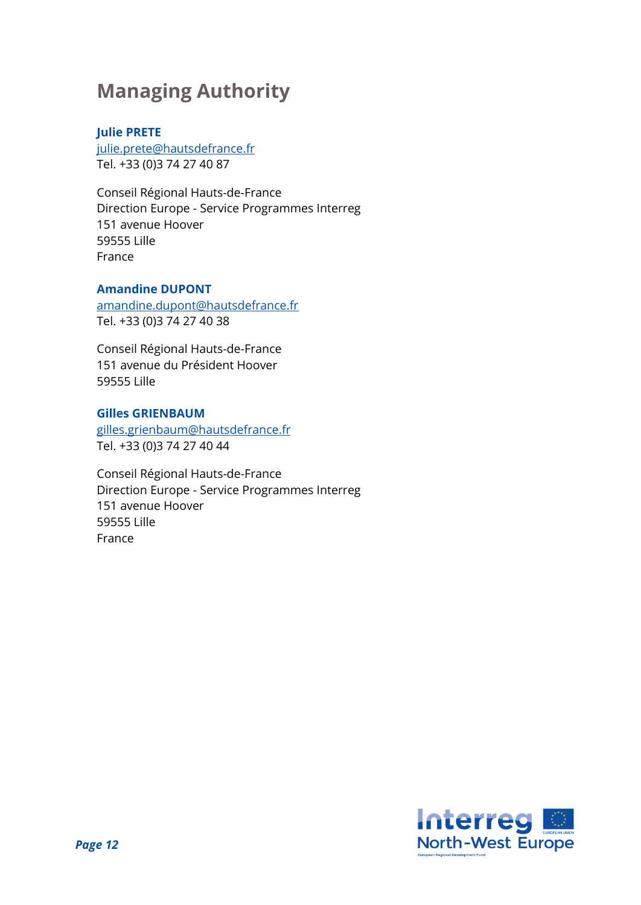# Managing Authority

**Julie PRETE**
julie.prete@hautsdefrance.fr
Tel. +33 (0)3 74 27 40 87

Conseil Régional Hauts-de-France
Direction Europe - Service Programmes Interreg
151 avenue Hoover
59555 Lille
France

**Amandine DUPONT**
amandine.dupont@hautsdefrance.fr
Tel. +33 (0)3 74 27 40 38

Conseil Régional Hauts-de-France
151 avenue du Président Hoover
59555 Lille

**Gilles GRIENBAUM**
gilles.grienbaum@hautsdefrance.fr
Tel. +33 (0)3 74 27 40 44

Conseil Régional Hauts-de-France
Direction Europe - Service Programmes Interreg
151 avenue Hoover
59555 Lille
France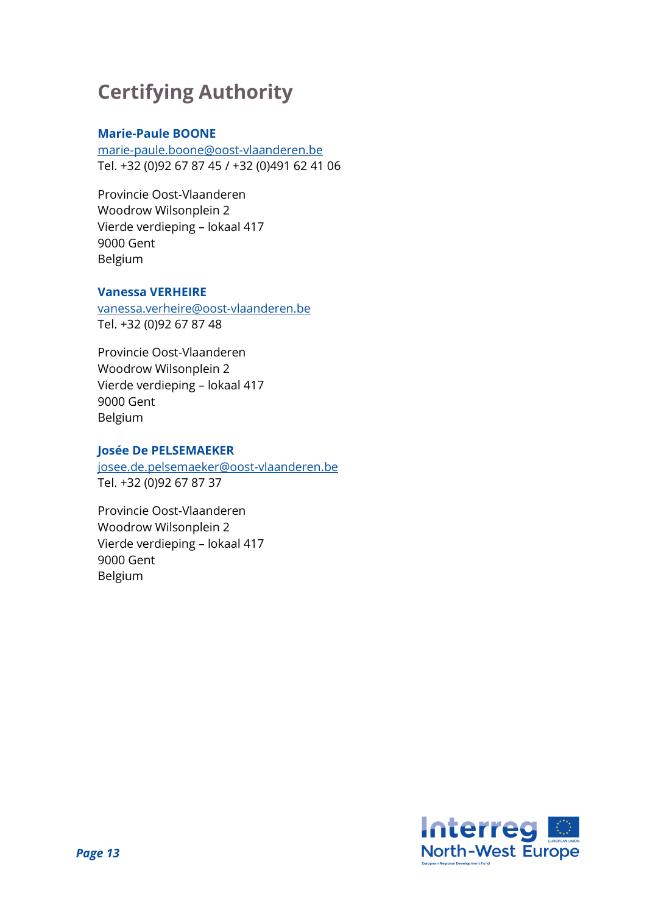## Certifying Authority

**Marie-Paule BOONE**
marie-paule.boone@oost-vlaanderen.be
Tel. +32 (0)92 67 87 45 / +32 (0)491 62 41 06

Provincie Oost-Vlaanderen
Woodrow Wilsonplein 2
Vierde verdieping – lokaal 417
9000 Gent
Belgium

**Vanessa VERHEIRE**
vanessa.verheire@oost-vlaanderen.be
Tel. +32 (0)92 67 87 48

Provincie Oost-Vlaanderen
Woodrow Wilsonplein 2
Vierde verdieping – lokaal 417
9000 Gent
Belgium

**Josée De PELSEMAEKER**
josee.de.pelsemaeker@oost-vlaanderen.be
Tel. +32 (0)92 67 87 37

Provincie Oost-Vlaanderen
Woodrow Wilsonplein 2
Vierde verdieping – lokaal 417
9000 Gent
Belgium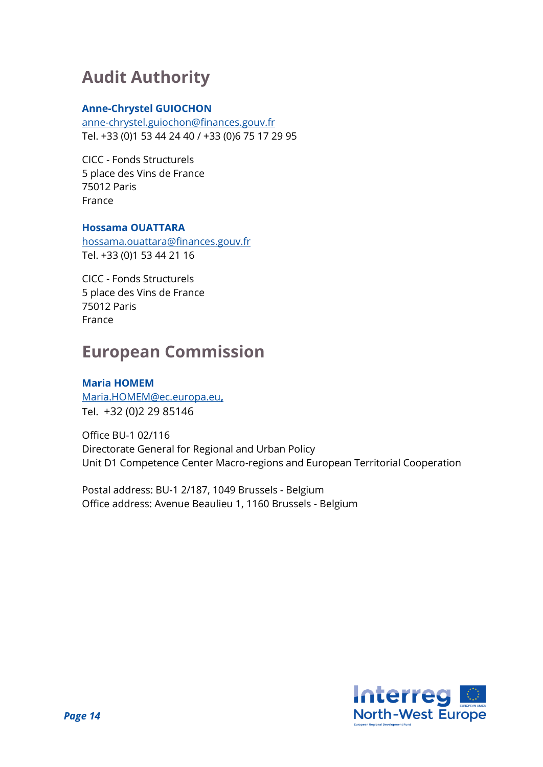## Audit Authority

**Anne-Chrystel GUIOCHON**
anne-chrystel.guiochon@finances.gouv.fr
Tel. +33 (0)1 53 44 24 40 / +33 (0)6 75 17 29 95

CICC - Fonds Structurels
5 place des Vins de France
75012 Paris
France

**Hossama OUATTARA**
hossama.ouattara@finances.gouv.fr
Tel. +33 (0)1 53 44 21 16

CICC - Fonds Structurels
5 place des Vins de France
75012 Paris
France

## European Commission

**Maria HOMEM**
Maria.HOMEM@ec.europa.eu,
Tel. +32 (0)2 29 85146

Office BU-1 02/116
Directorate General for Regional and Urban Policy
Unit D1 Competence Center Macro-regions and European Territorial Cooperation

Postal address: BU-1 2/187, 1049 Brussels - Belgium
Office address: Avenue Beaulieu 1, 1160 Brussels - Belgium